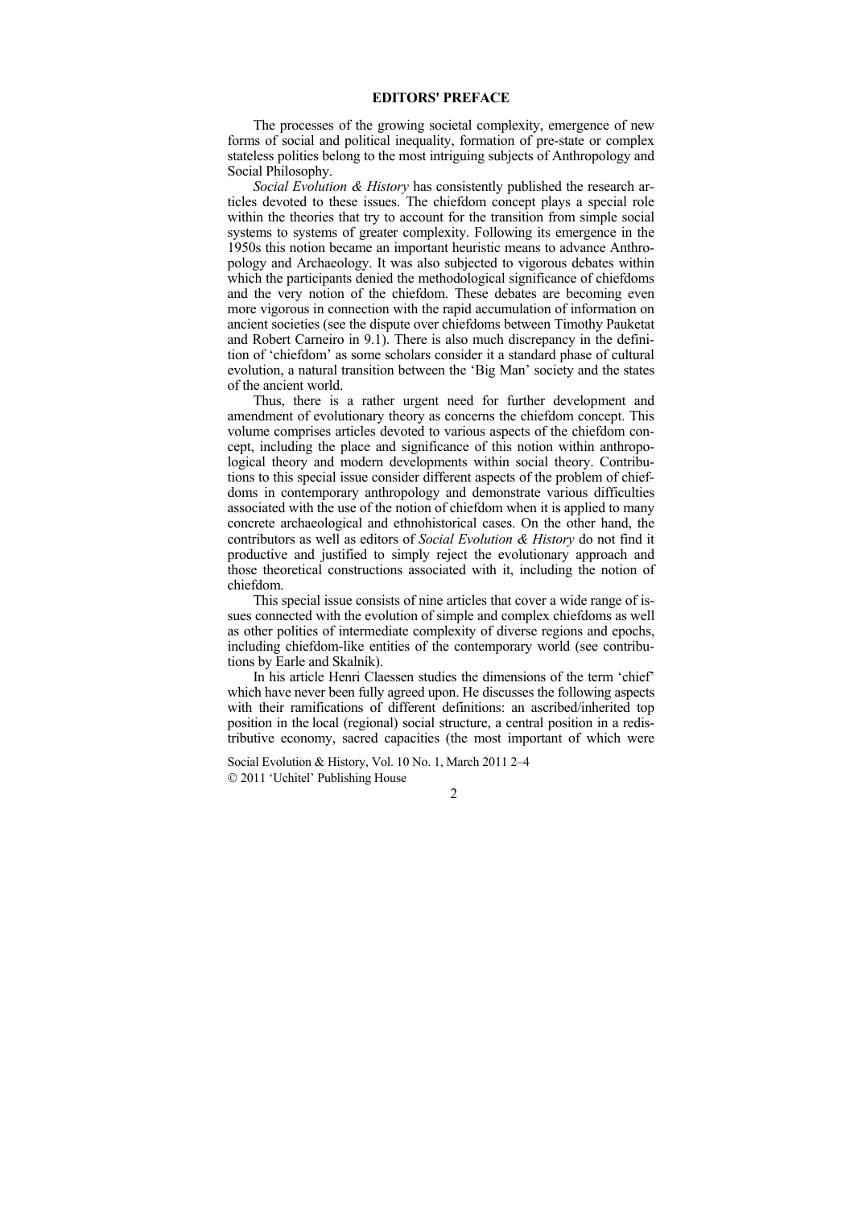# EDITORS' PREFACE

The processes of the growing societal complexity, emergence of new forms of social and political inequality, formation of pre-state or complex stateless polities belong to the most intriguing subjects of Anthropology and Social Philosophy.

*Social Evolution & History* has consistently published the research articles devoted to these issues. The chiefdom concept plays a special role within the theories that try to account for the transition from simple social systems to systems of greater complexity. Following its emergence in the 1950s this notion became an important heuristic means to advance Anthropology and Archaeology. It was also subjected to vigorous debates within which the participants denied the methodological significance of chiefdoms and the very notion of the chiefdom. These debates are becoming even more vigorous in connection with the rapid accumulation of information on ancient societies (see the dispute over chiefdoms between Timothy Pauketat and Robert Carneiro in 9.1). There is also much discrepancy in the definition of 'chiefdom' as some scholars consider it a standard phase of cultural evolution, a natural transition between the 'Big Man' society and the states of the ancient world.

Thus, there is a rather urgent need for further development and amendment of evolutionary theory as concerns the chiefdom concept. This volume comprises articles devoted to various aspects of the chiefdom concept, including the place and significance of this notion within anthropological theory and modern developments within social theory. Contributions to this special issue consider different aspects of the problem of chiefdoms in contemporary anthropology and demonstrate various difficulties associated with the use of the notion of chiefdom when it is applied to many concrete archaeological and ethnohistorical cases. On the other hand, the contributors as well as editors of *Social Evolution & History* do not find it productive and justified to simply reject the evolutionary approach and those theoretical constructions associated with it, including the notion of chiefdom.

This special issue consists of nine articles that cover a wide range of issues connected with the evolution of simple and complex chiefdoms as well as other polities of intermediate complexity of diverse regions and epochs, including chiefdom-like entities of the contemporary world (see contributions by Earle and Skalník).

In his article Henri Claessen studies the dimensions of the term 'chief' which have never been fully agreed upon. He discusses the following aspects with their ramifications of different definitions: an ascribed/inherited top position in the local (regional) social structure, a central position in a redistributive economy, sacred capacities (the most important of which were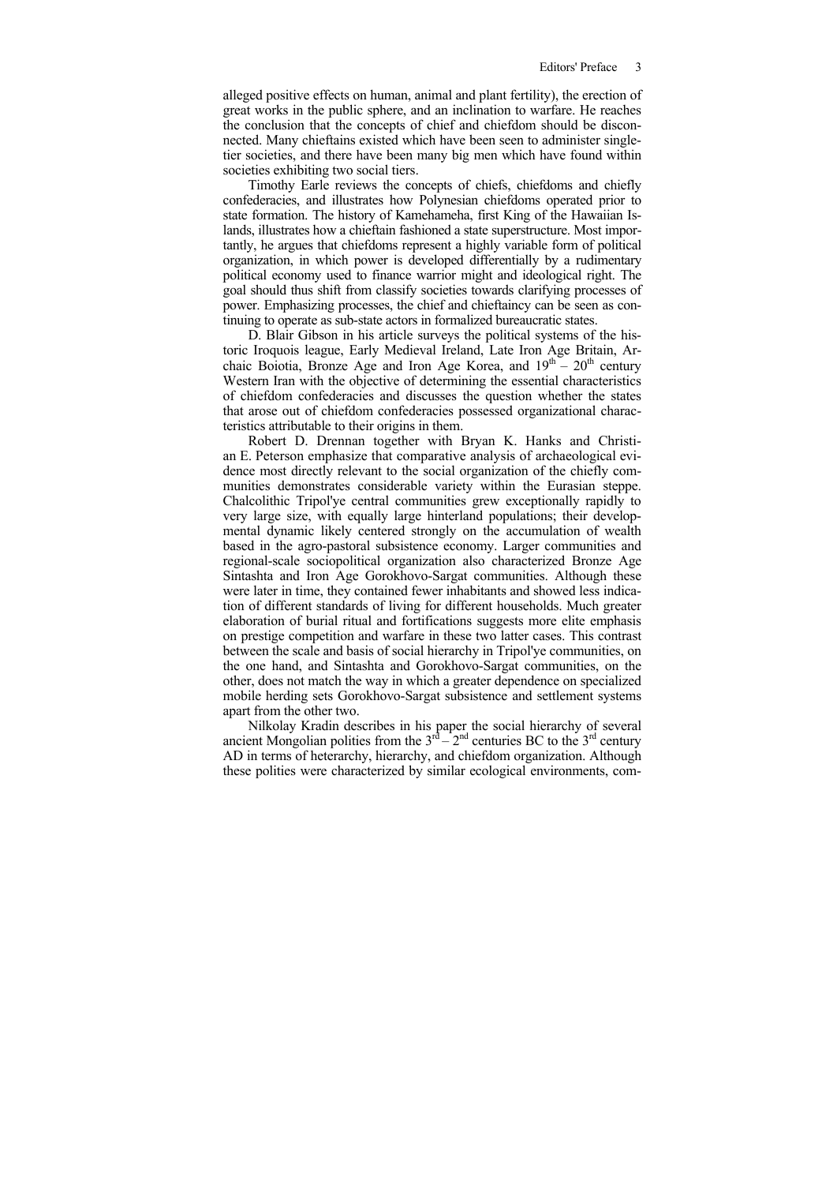alleged positive effects on human, animal and plant fertility), the erection of great works in the public sphere, and an inclination to warfare. He reaches the conclusion that the concepts of chief and chiefdom should be disconnected. Many chieftains existed which have been seen to administer single-tier societies, and there have been many big men which have found within societies exhibiting two social tiers.

Timothy Earle reviews the concepts of chiefs, chiefdoms and chiefly confederacies, and illustrates how Polynesian chiefdoms operated prior to state formation. The history of Kamehameha, first King of the Hawaiian Islands, illustrates how a chieftain fashioned a state superstructure. Most importantly, he argues that chiefdoms represent a highly variable form of political organization, in which power is developed differentially by a rudimentary political economy used to finance warrior might and ideological right. The goal should thus shift from classify societies towards clarifying processes of power. Emphasizing processes, the chief and chieftaincy can be seen as continuing to operate as sub-state actors in formalized bureaucratic states.

D. Blair Gibson in his article surveys the political systems of the historic Iroquois league, Early Medieval Ireland, Late Iron Age Britain, Archaic Boiotia, Bronze Age and Iron Age Korea, and 19th – 20th century Western Iran with the objective of determining the essential characteristics of chiefdom confederacies and discusses the question whether the states that arose out of chiefdom confederacies possessed organizational characteristics attributable to their origins in them.

Robert D. Drennan together with Bryan K. Hanks and Christian E. Peterson emphasize that comparative analysis of archaeological evidence most directly relevant to the social organization of the chiefly communities demonstrates considerable variety within the Eurasian steppe. Chalcolithic Tripol'ye central communities grew exceptionally rapidly to very large size, with equally large hinterland populations; their developmental dynamic likely centered strongly on the accumulation of wealth based in the agro-pastoral subsistence economy. Larger communities and regional-scale sociopolitical organization also characterized Bronze Age Sintashta and Iron Age Gorokhovo-Sargat communities. Although these were later in time, they contained fewer inhabitants and showed less indication of different standards of living for different households. Much greater elaboration of burial ritual and fortifications suggests more elite emphasis on prestige competition and warfare in these two latter cases. This contrast between the scale and basis of social hierarchy in Tripol'ye communities, on the one hand, and Sintashta and Gorokhovo-Sargat communities, on the other, does not match the way in which a greater dependence on specialized mobile herding sets Gorokhovo-Sargat subsistence and settlement systems apart from the other two.

Nilkolay Kradin describes in his paper the social hierarchy of several ancient Mongolian polities from the 3rd – 2nd centuries BC to the 3rd century AD in terms of heterarchy, hierarchy, and chiefdom organization. Although these polities were characterized by similar ecological environments, com-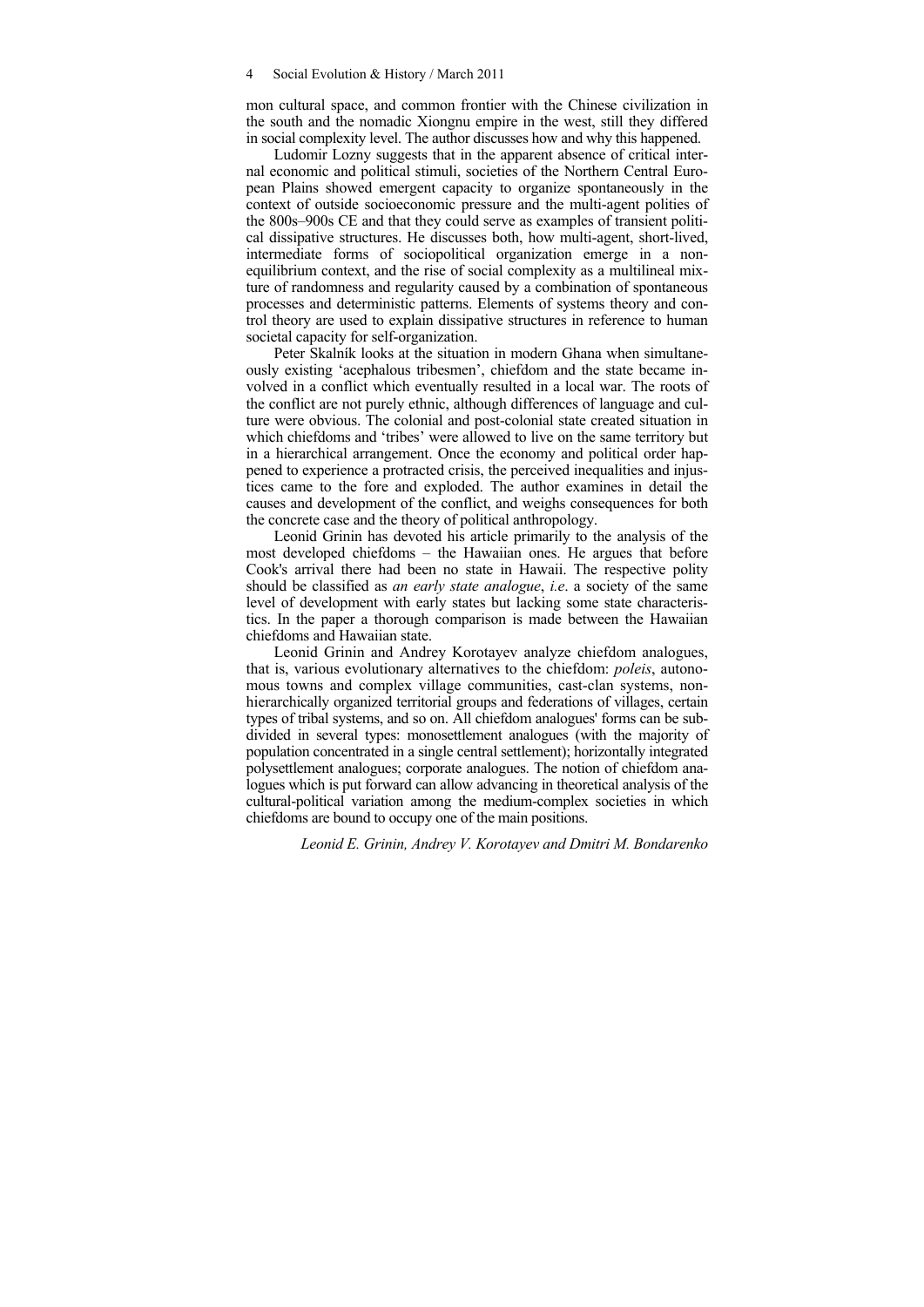mon cultural space, and common frontier with the Chinese civilization in the south and the nomadic Xiongnu empire in the west, still they differed in social complexity level. The author discusses how and why this happened.

Ludomir Lozny suggests that in the apparent absence of critical internal economic and political stimuli, societies of the Northern Central European Plains showed emergent capacity to organize spontaneously in the context of outside socioeconomic pressure and the multi-agent polities of the 800s–900s CE and that they could serve as examples of transient political dissipative structures. He discusses both, how multi-agent, short-lived, intermediate forms of sociopolitical organization emerge in a non-equilibrium context, and the rise of social complexity as a multilineal mixture of randomness and regularity caused by a combination of spontaneous processes and deterministic patterns. Elements of systems theory and control theory are used to explain dissipative structures in reference to human societal capacity for self-organization.

Peter Skalník looks at the situation in modern Ghana when simultaneously existing 'acephalous tribesmen', chiefdom and the state became involved in a conflict which eventually resulted in a local war. The roots of the conflict are not purely ethnic, although differences of language and culture were obvious. The colonial and post-colonial state created situation in which chiefdoms and 'tribes' were allowed to live on the same territory but in a hierarchical arrangement. Once the economy and political order happened to experience a protracted crisis, the perceived inequalities and injustices came to the fore and exploded. The author examines in detail the causes and development of the conflict, and weighs consequences for both the concrete case and the theory of political anthropology.

Leonid Grinin has devoted his article primarily to the analysis of the most developed chiefdoms – the Hawaiian ones. He argues that before Cook's arrival there had been no state in Hawaii. The respective polity should be classified as *an early state analogue*, *i.e*. a society of the same level of development with early states but lacking some state characteristics. In the paper a thorough comparison is made between the Hawaiian chiefdoms and Hawaiian state.

Leonid Grinin and Andrey Korotayev analyze chiefdom analogues, that is, various evolutionary alternatives to the chiefdom: *poleis*, autonomous towns and complex village communities, cast-clan systems, non-hierarchically organized territorial groups and federations of villages, certain types of tribal systems, and so on. All chiefdom analogues' forms can be subdivided in several types: monosettlement analogues (with the majority of population concentrated in a single central settlement); horizontally integrated polysettlement analogues; corporate analogues. The notion of chiefdom analogues which is put forward can allow advancing in theoretical analysis of the cultural-political variation among the medium-complex societies in which chiefdoms are bound to occupy one of the main positions.

*Leonid E. Grinin, Andrey V. Korotayev and Dmitri M. Bondarenko*